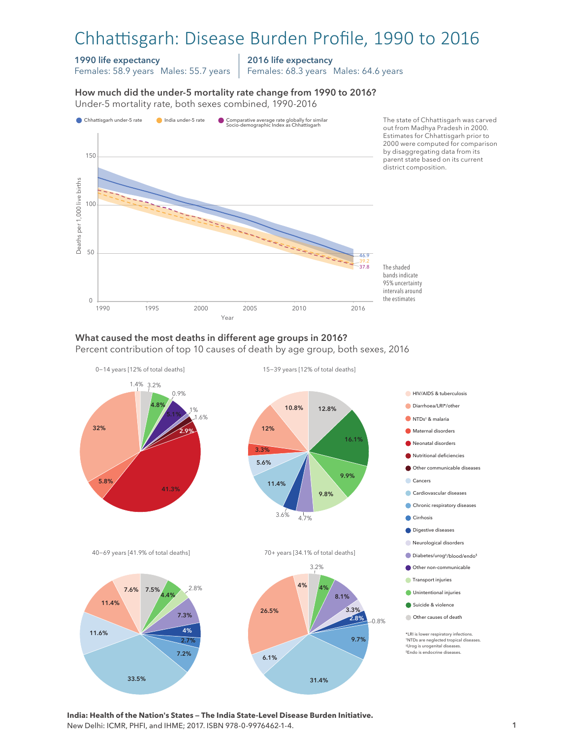# Chhattisgarh: Disease Burden Profile, 1990 to 2016

**1990 life expectancy**
Females: 58.9 years  Males: 55.7 years

**2016 life expectancy**
Females: 68.3 years  Males: 64.6 years

### How much did the under-5 mortality rate change from 1990 to 2016?

Under-5 mortality rate, both sexes combined, 1990-2016

Chhattisgarh under-5 rate
India under-5 rate
Comparative average rate globally for similar Socio-demographic Index as Chhattisgarh

Deaths per 1,000 live births
0
50
100
150
1990
1995
2000
2005
2010
2016
Year
46.9
39.2
37.8

The state of Chhattisgarh was carved out from Madhya Pradesh in 2000. Estimates for Chhattisgarh prior to 2000 were computed for comparison by disaggregating data from its parent state based on its current district composition.

The shaded bands indicate 95% uncertainty intervals around the estimates

### What caused the most deaths in different age groups in 2016?

Percent contribution of top 10 causes of death by age group, both sexes, 2016

0–14 years [12% of total deaths]
1.4%
3.2%
4.8%
0.9%
5.1%
1%
1.6%
2.9%
32%
5.8%
41.3%

15–39 years [12% of total deaths]
10.8%
12.8%
12%
16.1%
3.3%
5.6%
9.9%
11.4%
9.8%
3.6%
4.7%

40–69 years [41.9% of total deaths]
7.6%
7.5%
4.4%
2.8%
11.4%
7.3%
4%
2.7%
11.6%
7.2%
33.5%

70+ years [34.1% of total deaths]
3.2%
4%
4%
8.1%
3.3%
2.8%
0.8%
26.5%
9.7%
6.1%
31.4%

HIV/AIDS & tuberculosis
Diarrhoea/LRI*/other
NTDs† & malaria
Maternal disorders
Neonatal disorders
Nutritional deficiencies
Other communicable diseases
Cancers
Cardiovascular diseases
Chronic respiratory diseases
Cirrhosis
Digestive diseases
Neurological disorders
Diabetes/urog‡/blood/endo§
Other non-communicable
Transport injuries
Unintentional injuries
Suicide & violence
Other causes of death

*LRI is lower respiratory infections.
†NTDs are neglected tropical diseases.
‡Urog is urogenital diseases.
§Endo is endocrine diseases.

**India: Health of the Nation's States — The India State-Level Disease Burden Initiative.**
New Delhi: ICMR, PHFI, and IHME; 2017. ISBN 978-0-9976462-1-4.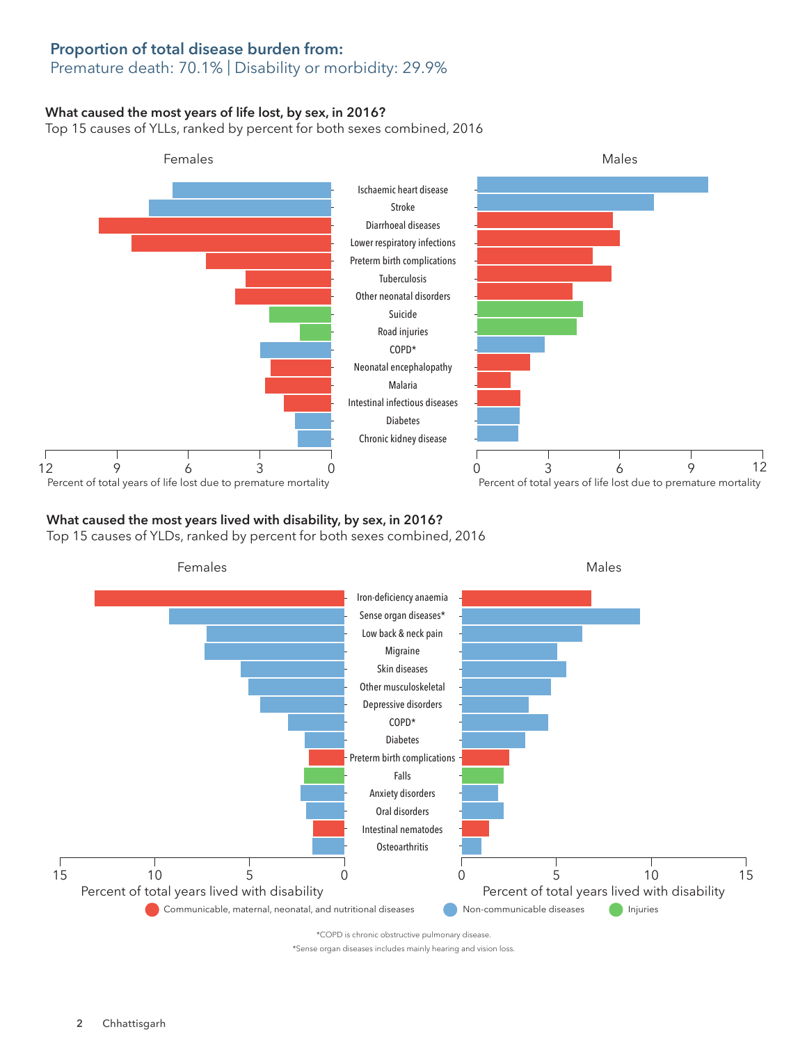## Proportion of total disease burden from:

Premature death: 70.1% | Disability or morbidity: 29.9%

### What caused the most years of life lost, by sex, in 2016?

Top 15 causes of YLLs, ranked by percent for both sexes combined, 2016

Females

Males

Ischaemic heart disease
Stroke
Diarrhoeal diseases
Lower respiratory infections
Preterm birth complications
Tuberculosis
Other neonatal disorders
Suicide
Road injuries
COPD*
Neonatal encephalopathy
Malaria
Intestinal infectious diseases
Diabetes
Chronic kidney disease

12 9 6 3 0

Percent of total years of life lost due to premature mortality

0 3 6 9 12

Percent of total years of life lost due to premature mortality

### What caused the most years lived with disability, by sex, in 2016?

Top 15 causes of YLDs, ranked by percent for both sexes combined, 2016

Females

Males

Iron-deficiency anaemia
Sense organ diseases*
Low back & neck pain
Migraine
Skin diseases
Other musculoskeletal
Depressive disorders
COPD*
Diabetes
Preterm birth complications
Falls
Anxiety disorders
Oral disorders
Intestinal nematodes
Osteoarthritis

15 10 5 0

Percent of total years lived with disability

0 5 10 15

Percent of total years lived with disability

Communicable, maternal, neonatal, and nutritional diseases | Non-communicable diseases | Injuries

*COPD is chronic obstructive pulmonary disease.

*Sense organ diseases includes mainly hearing and vision loss.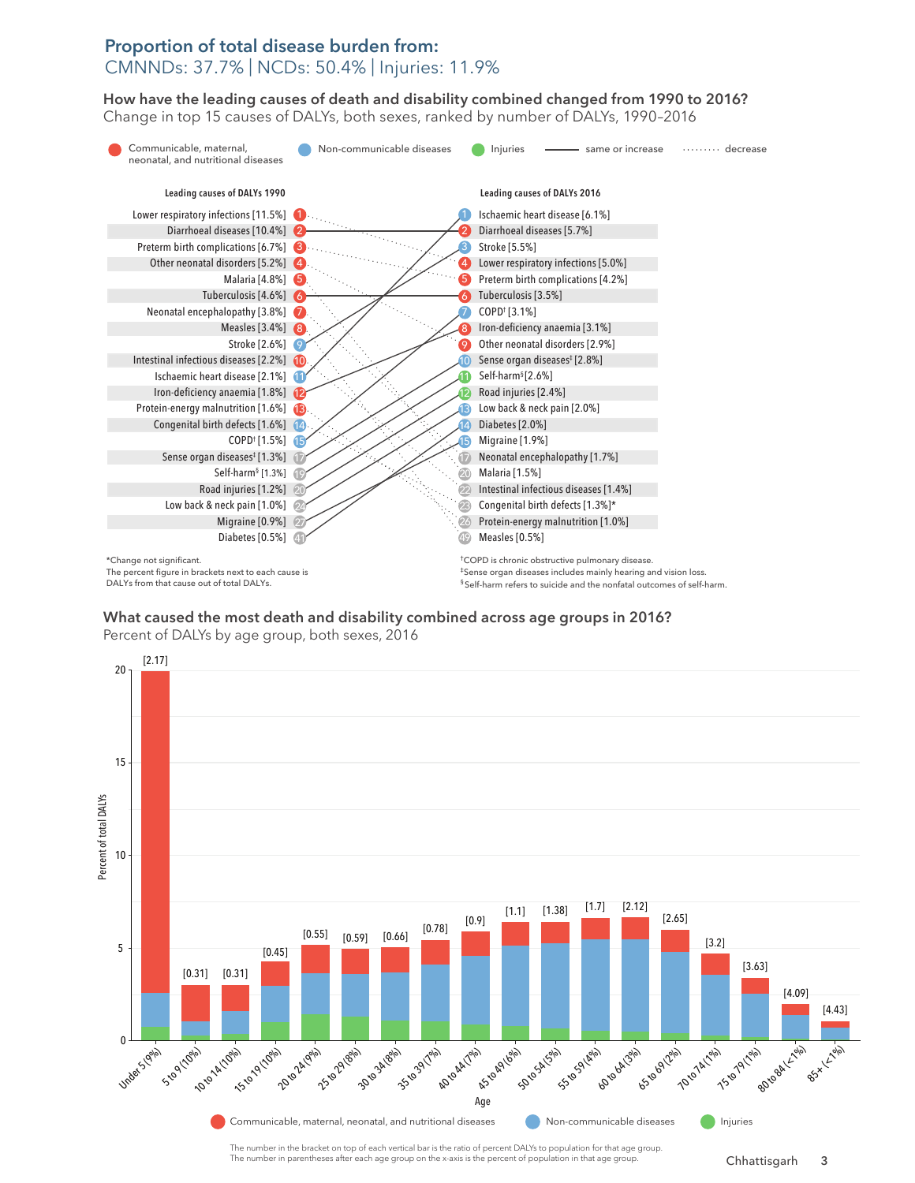## Proportion of total disease burden from:
CMNNDs: 37.7% | NCDs: 50.4% | Injuries: 11.9%

### How have the leading causes of death and disability combined changed from 1990 to 2016?
Change in top 15 causes of DALYs, both sexes, ranked by number of DALYs, 1990–2016

Communicable, maternal, neonatal, and nutritional diseases
Non-communicable diseases
Injuries
same or increase
decrease

Leading causes of DALYs 1990

1 Lower respiratory infections [11.5%]
2 Diarrhoeal diseases [10.4%]
3 Preterm birth complications [6.7%]
4 Other neonatal disorders [5.2%]
5 Malaria [4.8%]
6 Tuberculosis [4.6%]
7 Neonatal encephalopathy [3.8%]
8 Measles [3.4%]
9 Stroke [2.6%]
10 Intestinal infectious diseases [2.2%]
11 Ischaemic heart disease [2.1%]
12 Iron-deficiency anaemia [1.8%]
13 Protein-energy malnutrition [1.6%]
14 Congenital birth defects [1.6%]
15 COPD† [1.5%]
17 Sense organ diseases‡ [1.3%]
19 Self-harm§ [1.3%]
20 Road injuries [1.2%]
24 Low back & neck pain [1.0%]
27 Migraine [0.9%]
41 Diabetes [0.5%]

Leading causes of DALYs 2016

1 Ischaemic heart disease [6.1%]
2 Diarrhoeal diseases [5.7%]
3 Stroke [5.5%]
4 Lower respiratory infections [5.0%]
5 Preterm birth complications [4.2%]
6 Tuberculosis [3.5%]
7 COPD† [3.1%]
8 Iron-deficiency anaemia [3.1%]
9 Other neonatal disorders [2.9%]
10 Sense organ diseases‡ [2.8%]
11 Self-harm§ [2.6%]
12 Road injuries [2.4%]
13 Low back & neck pain [2.0%]
14 Diabetes [2.0%]
15 Migraine [1.9%]
17 Neonatal encephalopathy [1.7%]
20 Malaria [1.5%]
22 Intestinal infectious diseases [1.4%]
23 Congenital birth defects [1.3%]*
26 Protein-energy malnutrition [1.0%]
49 Measles [0.5%]

*Change not significant.
The percent figure in brackets next to each cause is DALYs from that cause out of total DALYs.

†COPD is chronic obstructive pulmonary disease.
‡Sense organ diseases includes mainly hearing and vision loss.
§Self-harm refers to suicide and the nonfatal outcomes of self-harm.

### What caused the most death and disability combined across age groups in 2016?
Percent of DALYs by age group, both sexes, 2016

Percent of total DALYs

20
15
10
5
0

[2.17] [0.31] [0.31] [0.45] [0.55] [0.59] [0.66] [0.78] [0.9] [1.1] [1.38] [1.7] [2.12] [2.65] [3.2] [3.63] [4.09] [4.43]

Under 5 (9%), 5 to 9 (10%), 10 to 14 (10%), 15 to 19 (10%), 20 to 24 (9%), 25 to 29 (8%), 30 to 34 (8%), 35 to 39 (7%), 40 to 44 (7%), 45 to 49 (6%), 50 to 54 (5%), 55 to 59 (4%), 60 to 64 (3%), 65 to 69 (2%), 70 to 74 (1%), 75 to 79 (1%), 80 to 84 (<1%), 85+ (<1%)

Age

Communicable, maternal, neonatal, and nutritional diseases
Non-communicable diseases
Injuries

The number in the bracket on top of each vertical bar is the ratio of percent DALYs to population for that age group.
The number in parentheses after each age group on the x-axis is the percent of population in that age group.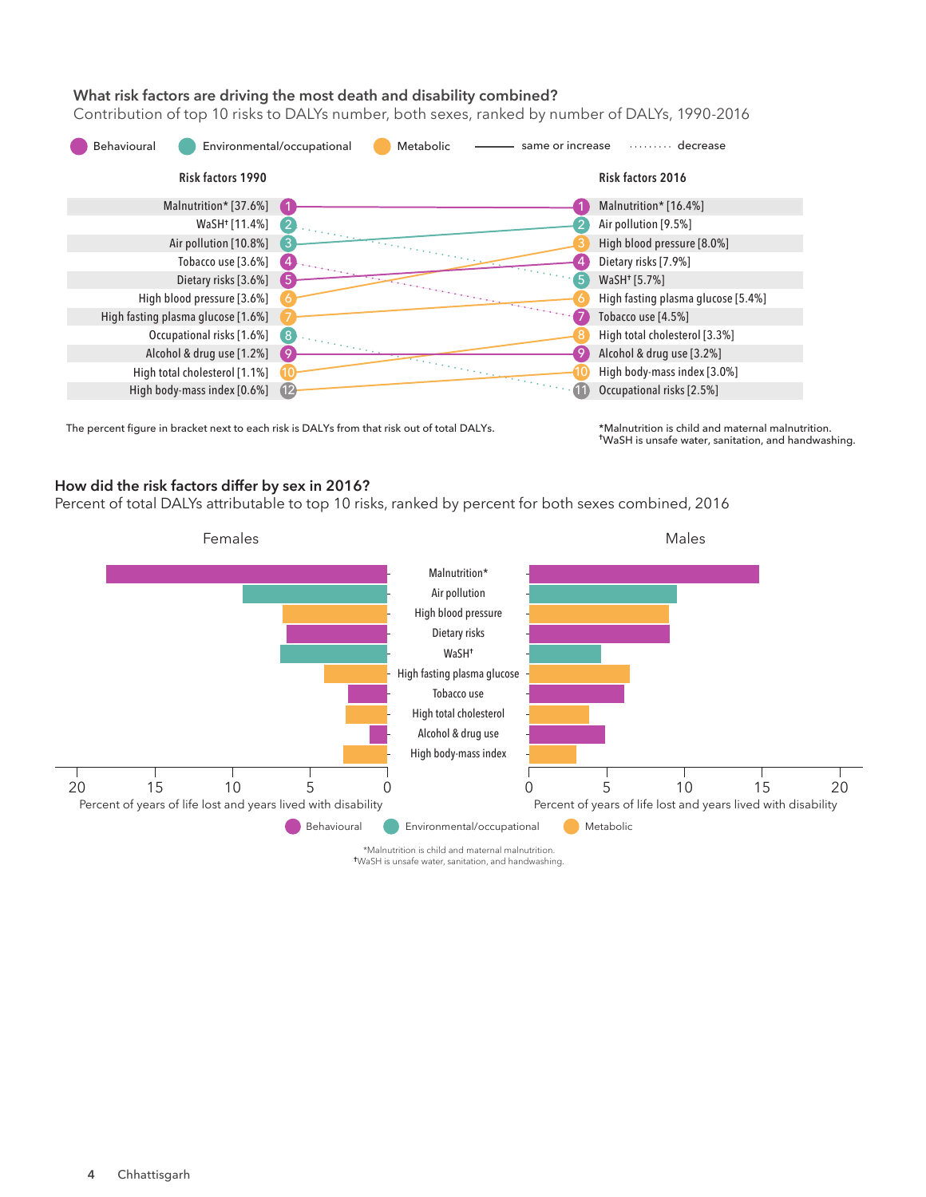### What risk factors are driving the most death and disability combined?

Contribution of top 10 risks to DALYs number, both sexes, ranked by number of DALYs, 1990-2016

Behavioural
Environmental/occupational
Metabolic
same or increase
decrease

Risk factors 1990

Malnutrition* [37.6%] 1
WaSH† [11.4%] 2
Air pollution [10.8%] 3
Tobacco use [3.6%] 4
Dietary risks [3.6%] 5
High blood pressure [3.6%] 6
High fasting plasma glucose [1.6%] 7
Occupational risks [1.6%] 8
Alcohol & drug use [1.2%] 9
High total cholesterol [1.1%] 10
High body-mass index [0.6%] 12

Risk factors 2016

1 Malnutrition* [16.4%]
2 Air pollution [9.5%]
3 High blood pressure [8.0%]
4 Dietary risks [7.9%]
5 WaSH† [5.7%]
6 High fasting plasma glucose [5.4%]
7 Tobacco use [4.5%]
8 High total cholesterol [3.3%]
9 Alcohol & drug use [3.2%]
10 High body-mass index [3.0%]
11 Occupational risks [2.5%]

The percent figure in bracket next to each risk is DALYs from that risk out of total DALYs.

*Malnutrition is child and maternal malnutrition.
†WaSH is unsafe water, sanitation, and handwashing.

### How did the risk factors differ by sex in 2016?

Percent of total DALYs attributable to top 10 risks, ranked by percent for both sexes combined, 2016

Females

Males

Malnutrition*
Air pollution
High blood pressure
Dietary risks
WaSH†
High fasting plasma glucose
Tobacco use
High total cholesterol
Alcohol & drug use
High body-mass index

20 15 10 5 0
Percent of years of life lost and years lived with disability

0 5 10 15 20
Percent of years of life lost and years lived with disability

Behavioural
Environmental/occupational
Metabolic

*Malnutrition is child and maternal malnutrition.
†WaSH is unsafe water, sanitation, and handwashing.